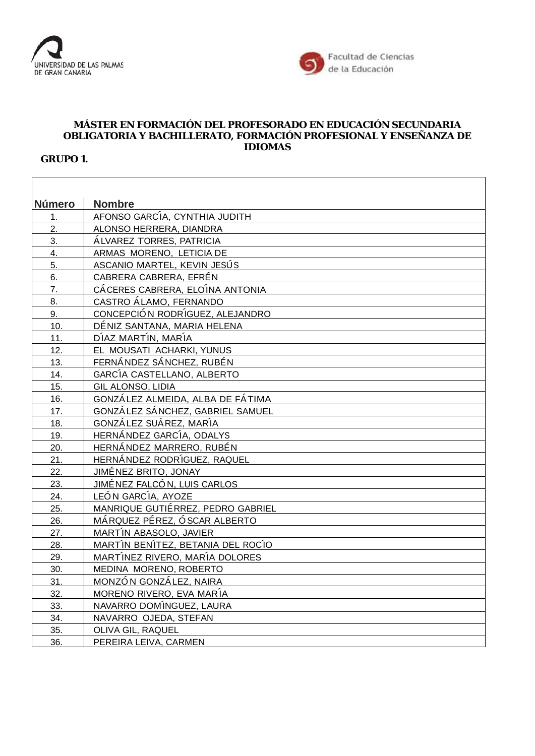UNIVERSIDAD DE LAS PALMAS DE GRAN CANARIA

Facultad de Ciencias de la Educación

# MÁSTER EN FORMACIÓN DEL PROFESORADO EN EDUCACIÓN SECUNDARIA OBLIGATORIA Y BACHILLERATO, FORMACIÓN PROFESIONAL Y ENSEÑANZA DE IDIOMAS

**GRUPO 1.**

| Número | Nombre |
|---|---|
| 1. | AFONSO GARCÍA, CYNTHIA JUDITH |
| 2. | ALONSO HERRERA, DIANDRA |
| 3. | ÁLVAREZ TORRES, PATRICIA |
| 4. | ARMAS MORENO, LETICIA DE |
| 5. | ASCANIO MARTEL, KEVIN JESÚS |
| 6. | CABRERA CABRERA, EFRÉN |
| 7. | CÁCERES CABRERA, ELOÍNA ANTONIA |
| 8. | CASTRO ÁLAMO, FERNANDO |
| 9. | CONCEPCIÓN RODRÍGUEZ, ALEJANDRO |
| 10. | DÉNIZ SANTANA, MARIA HELENA |
| 11. | DÍAZ MARTÍN, MARÍA |
| 12. | EL MOUSATI ACHARKI, YUNUS |
| 13. | FERNÁNDEZ SÁNCHEZ, RUBÉN |
| 14. | GARCÍA CASTELLANO, ALBERTO |
| 15. | GIL ALONSO, LIDIA |
| 16. | GONZÁLEZ ALMEIDA, ALBA DE FÁTIMA |
| 17. | GONZÁLEZ SÁNCHEZ, GABRIEL SAMUEL |
| 18. | GONZÁLEZ SUÁREZ, MARÍA |
| 19. | HERNÁNDEZ GARCÍA, ODALYS |
| 20. | HERNÁNDEZ MARRERO, RUBÉN |
| 21. | HERNÁNDEZ RODRÍGUEZ, RAQUEL |
| 22. | JIMÉNEZ BRITO, JONAY |
| 23. | JIMÉNEZ FALCÓN, LUIS CARLOS |
| 24. | LEÓN GARCÍA, AYOZE |
| 25. | MANRIQUE GUTIÉRREZ, PEDRO GABRIEL |
| 26. | MÁRQUEZ PÉREZ, ÓSCAR ALBERTO |
| 27. | MARTÍN ABASOLO, JAVIER |
| 28. | MARTÍN BENÍTEZ, BETANIA DEL ROCÍO |
| 29. | MARTÍNEZ RIVERO, MARÍA DOLORES |
| 30. | MEDINA MORENO, ROBERTO |
| 31. | MONZÓN GONZÁLEZ, NAIRA |
| 32. | MORENO RIVERO, EVA MARÍA |
| 33. | NAVARRO DOMÍNGUEZ, LAURA |
| 34. | NAVARRO OJEDA, STEFAN |
| 35. | OLIVA GIL, RAQUEL |
| 36. | PEREIRA LEIVA, CARMEN |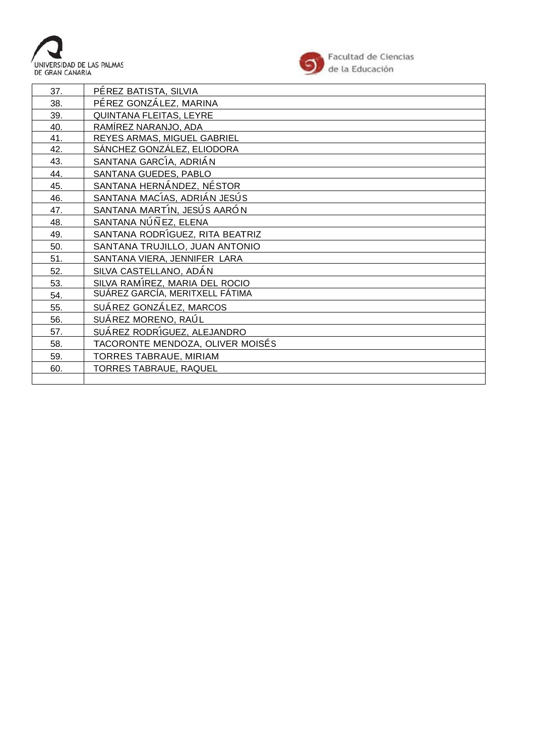| | |
|---|---|
| 37. | PÉREZ BATISTA, SILVIA |
| 38. | PÉREZ GONZÁLEZ, MARINA |
| 39. | QUINTANA FLEITAS, LEYRE |
| 40. | RAMÍREZ NARANJO, ADA |
| 41. | REYES ARMAS, MIGUEL GABRIEL |
| 42. | SÁNCHEZ GONZÁLEZ, ELIODORA |
| 43. | SANTANA GARCÍA, ADRIÁN |
| 44. | SANTANA GUEDES, PABLO |
| 45. | SANTANA HERNÁNDEZ, NÉSTOR |
| 46. | SANTANA MACÍAS, ADRIÁN JESÚS |
| 47. | SANTANA MARTÍN, JESÚS AARÓN |
| 48. | SANTANA NÚÑEZ, ELENA |
| 49. | SANTANA RODRÍGUEZ, RITA BEATRIZ |
| 50. | SANTANA TRUJILLO, JUAN ANTONIO |
| 51. | SANTANA VIERA, JENNIFER LARA |
| 52. | SILVA CASTELLANO, ADÁN |
| 53. | SILVA RAMÍREZ, MARIA DEL ROCIO |
| 54. | SUÁREZ GARCÍA, MERITXELL FÁTIMA |
| 55. | SUÁREZ GONZÁLEZ, MARCOS |
| 56. | SUÁREZ MORENO, RAÚL |
| 57. | SUÁREZ RODRÍGUEZ, ALEJANDRO |
| 58. | TACORONTE MENDOZA, OLIVER MOISÉS |
| 59. | TORRES TABRAUE, MIRIAM |
| 60. | TORRES TABRAUE, RAQUEL |
| | |